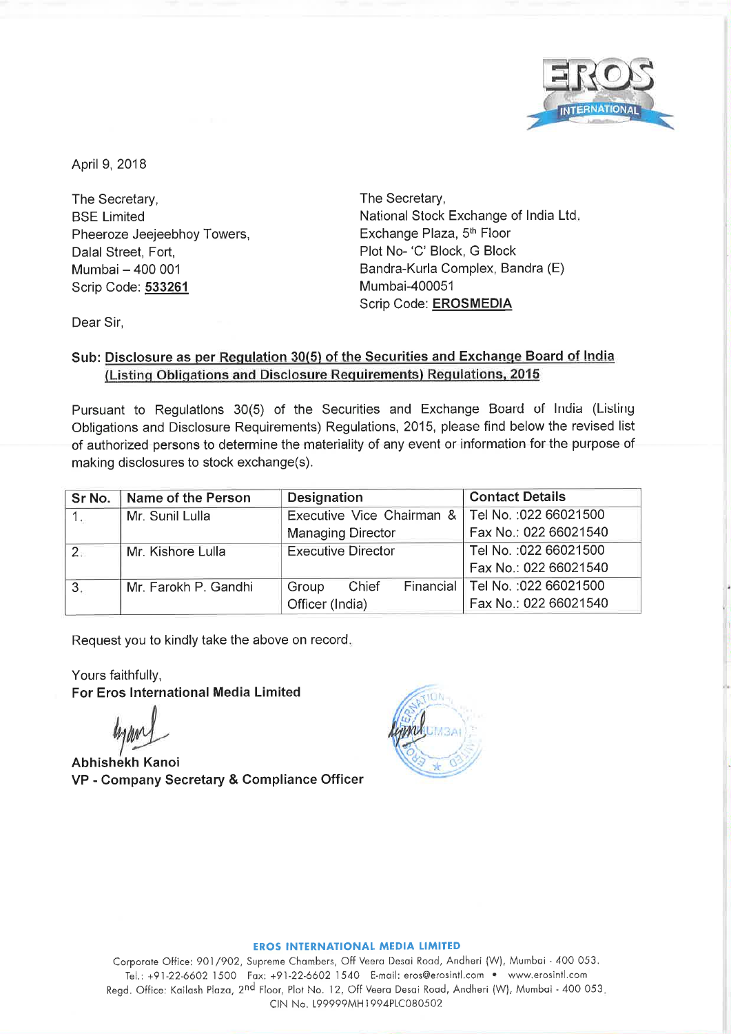April 9, 2018

The Secretary,
BSE Limited
Pheeroze Jeejeebhoy Towers,
Dalal Street, Fort,
Mumbai – 400 001
Scrip Code: **533261**

The Secretary,
National Stock Exchange of India Ltd.
Exchange Plaza, 5th Floor
Plot No- 'C' Block, G Block
Bandra-Kurla Complex, Bandra (E)
Mumbai-400051
Scrip Code: **EROSMEDIA**

Dear Sir,

**Sub: Disclosure as per Regulation 30(5) of the Securities and Exchange Board of India (Listing Obligations and Disclosure Requirements) Regulations, 2015**

Pursuant to Regulations 30(5) of the Securities and Exchange Board of India (Listing Obligations and Disclosure Requirements) Regulations, 2015, please find below the revised list of authorized persons to determine the materiality of any event or information for the purpose of making disclosures to stock exchange(s).

| Sr No. | Name of the Person | Designation | Contact Details |
|---|---|---|---|
| 1. | Mr. Sunil Lulla | Executive Vice Chairman & Managing Director | Tel No. :022 66021500<br>Fax No.: 022 66021540 |
| 2. | Mr. Kishore Lulla | Executive Director | Tel No. :022 66021500<br>Fax No.: 022 66021540 |
| 3. | Mr. Farokh P. Gandhi | Group Chief Financial Officer (India) | Tel No. :022 66021500<br>Fax No.: 022 66021540 |

Request you to kindly take the above on record.

Yours faithfully,
**For Eros International Media Limited**

**Abhishekh Kanoi**
**VP - Company Secretary & Compliance Officer**

**EROS INTERNATIONAL MEDIA LIMITED**
Corporate Office: 901/902, Supreme Chambers, Off Veera Desai Road, Andheri (W), Mumbai - 400 053.
Tel.: +91-22-6602 1500 Fax: +91-22-6602 1540 E-mail: eros@erosintl.com • www.erosintl.com
Regd. Office: Kailash Plaza, 2nd Floor, Plot No. 12, Off Veera Desai Road, Andheri (W), Mumbai - 400 053.
CIN No. L99999MH1994PLC080502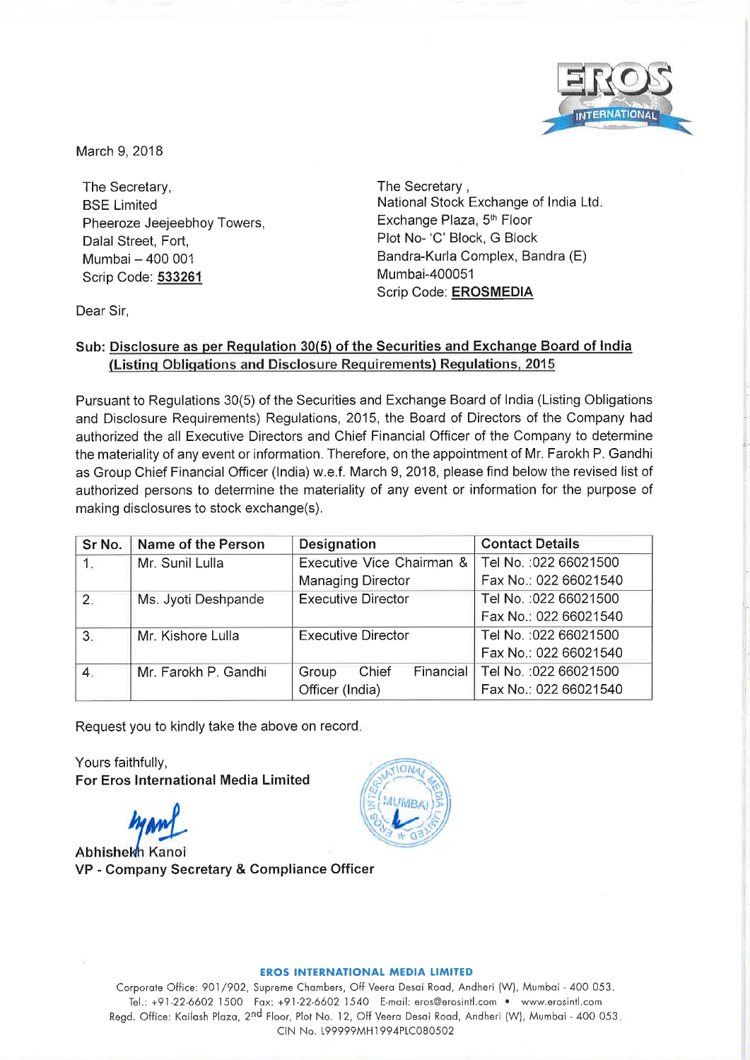March 9, 2018

The Secretary,
BSE Limited
Pheeroze Jeejeebhoy Towers,
Dalal Street, Fort,
Mumbai – 400 001
Scrip Code: **533261**

The Secretary ,
National Stock Exchange of India Ltd.
Exchange Plaza, 5th Floor
Plot No- 'C' Block, G Block
Bandra-Kurla Complex, Bandra (E)
Mumbai-400051
Scrip Code: **EROSMEDIA**

Dear Sir,

**Sub: Disclosure as per Regulation 30(5) of the Securities and Exchange Board of India (Listing Obligations and Disclosure Requirements) Regulations, 2015**

Pursuant to Regulations 30(5) of the Securities and Exchange Board of India (Listing Obligations and Disclosure Requirements) Regulations, 2015, the Board of Directors of the Company had authorized the all Executive Directors and Chief Financial Officer of the Company to determine the materiality of any event or information. Therefore, on the appointment of Mr. Farokh P. Gandhi as Group Chief Financial Officer (India) w.e.f. March 9, 2018, please find below the revised list of authorized persons to determine the materiality of any event or information for the purpose of making disclosures to stock exchange(s).

| Sr No. | Name of the Person | Designation | Contact Details |
|---|---|---|---|
| 1. | Mr. Sunil Lulla | Executive Vice Chairman & Managing Director | Tel No. :022 66021500 Fax No.: 022 66021540 |
| 2. | Ms. Jyoti Deshpande | Executive Director | Tel No. :022 66021500 Fax No.: 022 66021540 |
| 3. | Mr. Kishore Lulla | Executive Director | Tel No. :022 66021500 Fax No.: 022 66021540 |
| 4. | Mr. Farokh P. Gandhi | Group Chief Financial Officer (India) | Tel No. :022 66021500 Fax No.: 022 66021540 |

Request you to kindly take the above on record.

Yours faithfully,
**For Eros International Media Limited**

Abhishekh Kanoi
**VP - Company Secretary & Compliance Officer**

**EROS INTERNATIONAL MEDIA LIMITED**
Corporate Office: 901/902, Supreme Chambers, Off Veera Desai Road, Andheri (W), Mumbai - 400 053.
Tel.: +91-22-6602 1500 Fax: +91-22-6602 1540 E-mail: eros@erosintl.com • www.erosintl.com
Regd. Office: Kailash Plaza, 2nd Floor, Plot No. 12, Off Veera Desai Road, Andheri (W), Mumbai - 400 053.
CIN No. L99999MH1994PLC080502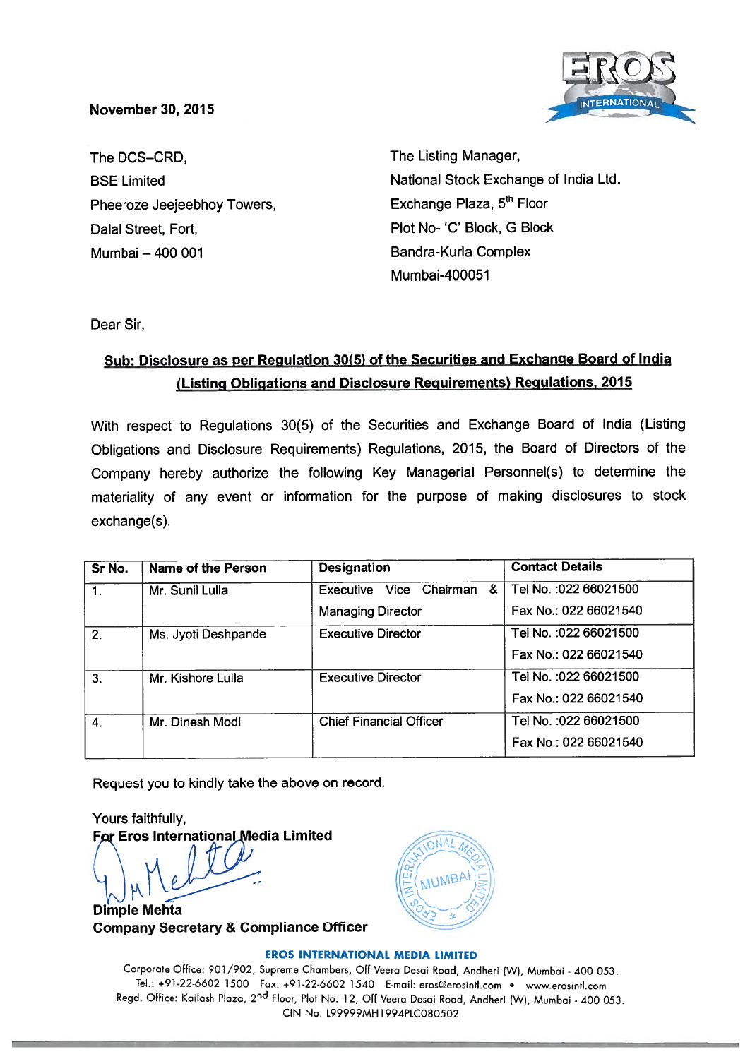November 30, 2015

The DCS–CRD,
BSE Limited
Pheeroze Jeejeebhoy Towers,
Dalal Street, Fort,
Mumbai – 400 001

The Listing Manager,
National Stock Exchange of India Ltd.
Exchange Plaza, 5th Floor
Plot No- 'C' Block, G Block
Bandra-Kurla Complex
Mumbai-400051

Dear Sir,

**Sub: Disclosure as per Regulation 30(5) of the Securities and Exchange Board of India (Listing Obligations and Disclosure Requirements) Regulations, 2015**

With respect to Regulations 30(5) of the Securities and Exchange Board of India (Listing Obligations and Disclosure Requirements) Regulations, 2015, the Board of Directors of the Company hereby authorize the following Key Managerial Personnel(s) to determine the materiality of any event or information for the purpose of making disclosures to stock exchange(s).

| Sr No. | Name of the Person | Designation | Contact Details |
|---|---|---|---|
| 1. | Mr. Sunil Lulla | Executive Vice Chairman & Managing Director | Tel No. :022 66021500<br>Fax No.: 022 66021540 |
| 2. | Ms. Jyoti Deshpande | Executive Director | Tel No. :022 66021500<br>Fax No.: 022 66021540 |
| 3. | Mr. Kishore Lulla | Executive Director | Tel No. :022 66021500<br>Fax No.: 022 66021540 |
| 4. | Mr. Dinesh Modi | Chief Financial Officer | Tel No. :022 66021500<br>Fax No.: 022 66021540 |

Request you to kindly take the above on record.

Yours faithfully,
**For Eros International Media Limited**

**Dimple Mehta**
**Company Secretary & Compliance Officer**

**EROS INTERNATIONAL MEDIA LIMITED**
Corporate Office: 901/902, Supreme Chambers, Off Veera Desai Road, Andheri (W), Mumbai - 400 053.
Tel.: +91-22-6602 1500 Fax: +91-22-6602 1540 E-mail: eros@erosintl.com • www.erosintl.com
Regd. Office: Kailash Plaza, 2nd Floor, Plot No. 12, Off Veera Desai Road, Andheri (W), Mumbai - 400 053.
CIN No. L99999MH1994PLC080502